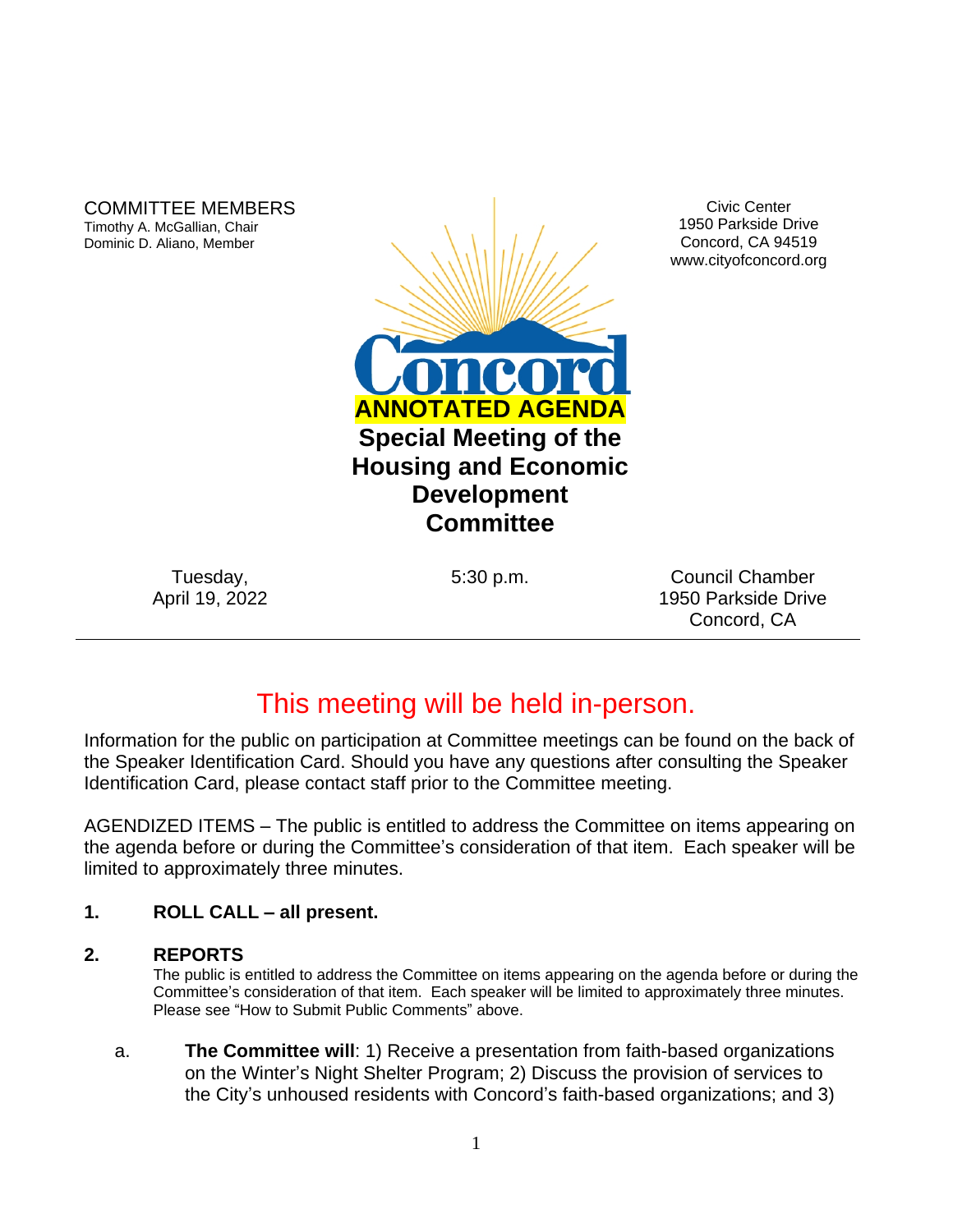COMMITTEE MEMBERS
Timothy A. McGallian, Chair
Dominic D. Aliano, Member

Civic Center
1950 Parkside Drive
Concord, CA 94519
www.cityofconcord.org

Concord

**ANNOTATED AGENDA**

# Special Meeting of the Housing and Economic Development Committee

Tuesday, April 19, 2022

5:30 p.m.

Council Chamber
1950 Parkside Drive
Concord, CA

---

## This meeting will be held in-person.

Information for the public on participation at Committee meetings can be found on the back of the Speaker Identification Card. Should you have any questions after consulting the Speaker Identification Card, please contact staff prior to the Committee meeting.

AGENDIZED ITEMS – The public is entitled to address the Committee on items appearing on the agenda before or during the Committee's consideration of that item. Each speaker will be limited to approximately three minutes.

**1. ROLL CALL – all present.**

**2. REPORTS**

The public is entitled to address the Committee on items appearing on the agenda before or during the Committee's consideration of that item. Each speaker will be limited to approximately three minutes. Please see "How to Submit Public Comments" above.

a. **The Committee will**: 1) Receive a presentation from faith-based organizations on the Winter's Night Shelter Program; 2) Discuss the provision of services to the City's unhoused residents with Concord's faith-based organizations; and 3)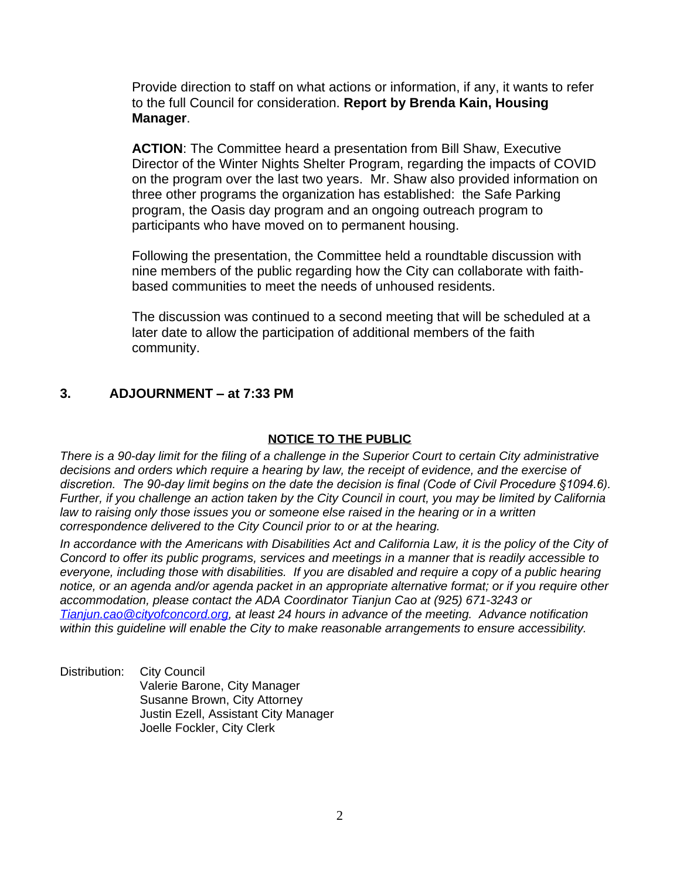Provide direction to staff on what actions or information, if any, it wants to refer to the full Council for consideration. **Report by Brenda Kain, Housing Manager**.

**ACTION**: The Committee heard a presentation from Bill Shaw, Executive Director of the Winter Nights Shelter Program, regarding the impacts of COVID on the program over the last two years. Mr. Shaw also provided information on three other programs the organization has established: the Safe Parking program, the Oasis day program and an ongoing outreach program to participants who have moved on to permanent housing.

Following the presentation, the Committee held a roundtable discussion with nine members of the public regarding how the City can collaborate with faith-based communities to meet the needs of unhoused residents.

The discussion was continued to a second meeting that will be scheduled at a later date to allow the participation of additional members of the faith community.

## 3. ADJOURNMENT – at 7:33 PM

**NOTICE TO THE PUBLIC**

*There is a 90-day limit for the filing of a challenge in the Superior Court to certain City administrative decisions and orders which require a hearing by law, the receipt of evidence, and the exercise of discretion. The 90-day limit begins on the date the decision is final (Code of Civil Procedure §1094.6). Further, if you challenge an action taken by the City Council in court, you may be limited by California law to raising only those issues you or someone else raised in the hearing or in a written correspondence delivered to the City Council prior to or at the hearing.*

*In accordance with the Americans with Disabilities Act and California Law, it is the policy of the City of Concord to offer its public programs, services and meetings in a manner that is readily accessible to everyone, including those with disabilities. If you are disabled and require a copy of a public hearing notice, or an agenda and/or agenda packet in an appropriate alternative format; or if you require other accommodation, please contact the ADA Coordinator Tianjun Cao at (925) 671-3243 or Tianjun.cao@cityofconcord.org, at least 24 hours in advance of the meeting. Advance notification within this guideline will enable the City to make reasonable arrangements to ensure accessibility.*

Distribution: City Council
Valerie Barone, City Manager
Susanne Brown, City Attorney
Justin Ezell, Assistant City Manager
Joelle Fockler, City Clerk